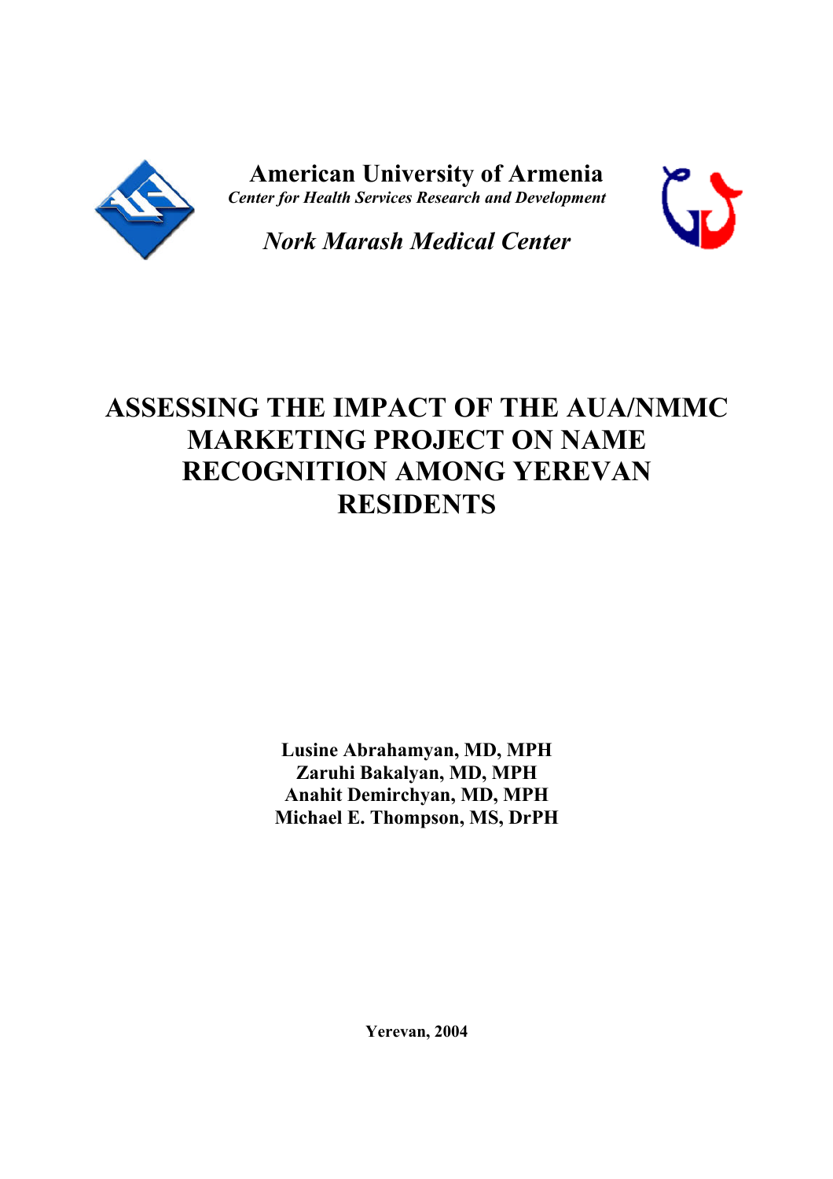**American University of Armenia**

*Center for Health Services Research and Development*

*Nork Marash Medical Center*

# ASSESSING THE IMPACT OF THE AUA/NMMC MARKETING PROJECT ON NAME RECOGNITION AMONG YEREVAN RESIDENTS

**Lusine Abrahamyan, MD, MPH**
**Zaruhi Bakalyan, MD, MPH**
**Anahit Demirchyan, MD, MPH**
**Michael E. Thompson, MS, DrPH**

**Yerevan, 2004**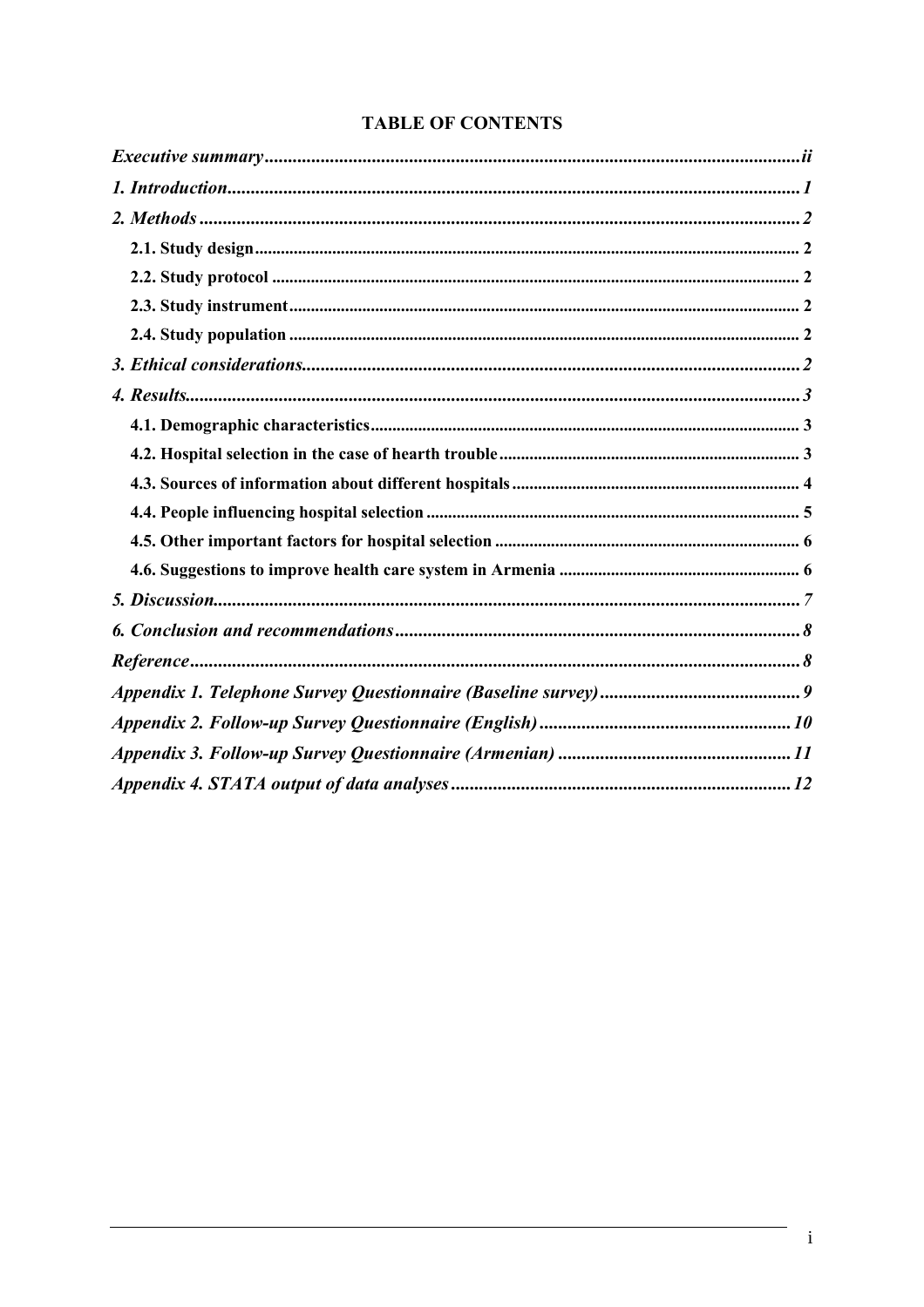# TABLE OF CONTENTS

*Executive summary* .................................................................................................................. *ii*

*1. Introduction* .......................................................................................................................... *1*

*2. Methods* ................................................................................................................................ *2*

- **2.1. Study design** ................................................................................................................ **2**
- **2.2. Study protocol** ............................................................................................................. **2**
- **2.3. Study instrument** ......................................................................................................... **2**
- **2.4. Study population** ......................................................................................................... **2**

*3. Ethical considerations* ........................................................................................................... *2*

*4. Results* ................................................................................................................................... *3*

- **4.1. Demographic characteristics** ....................................................................................... **3**
- **4.2. Hospital selection in the case of hearth trouble** ........................................................... **3**
- **4.3. Sources of information about different hospitals** ......................................................... **4**
- **4.4. People influencing hospital selection** .......................................................................... **5**
- **4.5. Other important factors for hospital selection** ............................................................. **6**
- **4.6. Suggestions to improve health care system in Armenia** ............................................... **6**

*5. Discussion* .............................................................................................................................. *7*

*6. Conclusion and recommendations* ........................................................................................ *8*

*Reference* .................................................................................................................................. *8*

*Appendix 1. Telephone Survey Questionnaire (Baseline survey)* ............................................. *9*

*Appendix 2. Follow-up Survey Questionnaire (English)* ........................................................ *10*

*Appendix 3. Follow-up Survey Questionnaire (Armenian)* ..................................................... *11*

*Appendix 4. STATA output of data analyses* ......................................................................... *12*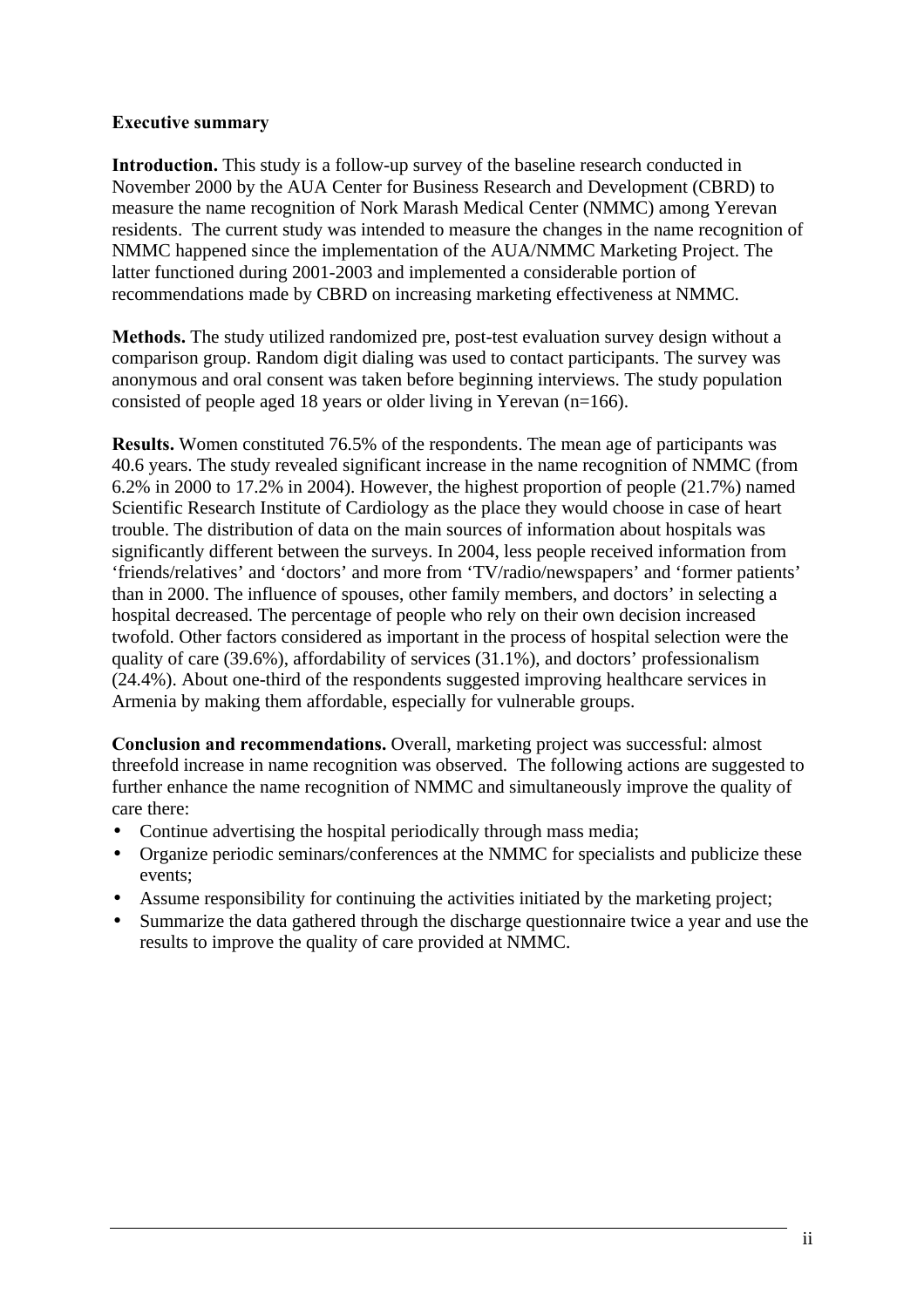**Executive summary**

**Introduction.** This study is a follow-up survey of the baseline research conducted in November 2000 by the AUA Center for Business Research and Development (CBRD) to measure the name recognition of Nork Marash Medical Center (NMMC) among Yerevan residents. The current study was intended to measure the changes in the name recognition of NMMC happened since the implementation of the AUA/NMMC Marketing Project. The latter functioned during 2001-2003 and implemented a considerable portion of recommendations made by CBRD on increasing marketing effectiveness at NMMC.

**Methods.** The study utilized randomized pre, post-test evaluation survey design without a comparison group. Random digit dialing was used to contact participants. The survey was anonymous and oral consent was taken before beginning interviews. The study population consisted of people aged 18 years or older living in Yerevan (n=166).

**Results.** Women constituted 76.5% of the respondents. The mean age of participants was 40.6 years. The study revealed significant increase in the name recognition of NMMC (from 6.2% in 2000 to 17.2% in 2004). However, the highest proportion of people (21.7%) named Scientific Research Institute of Cardiology as the place they would choose in case of heart trouble. The distribution of data on the main sources of information about hospitals was significantly different between the surveys. In 2004, less people received information from 'friends/relatives' and 'doctors' and more from 'TV/radio/newspapers' and 'former patients' than in 2000. The influence of spouses, other family members, and doctors' in selecting a hospital decreased. The percentage of people who rely on their own decision increased twofold. Other factors considered as important in the process of hospital selection were the quality of care (39.6%), affordability of services (31.1%), and doctors' professionalism (24.4%). About one-third of the respondents suggested improving healthcare services in Armenia by making them affordable, especially for vulnerable groups.

**Conclusion and recommendations.** Overall, marketing project was successful: almost threefold increase in name recognition was observed. The following actions are suggested to further enhance the name recognition of NMMC and simultaneously improve the quality of care there:

- Continue advertising the hospital periodically through mass media;
- Organize periodic seminars/conferences at the NMMC for specialists and publicize these events;
- Assume responsibility for continuing the activities initiated by the marketing project;
- Summarize the data gathered through the discharge questionnaire twice a year and use the results to improve the quality of care provided at NMMC.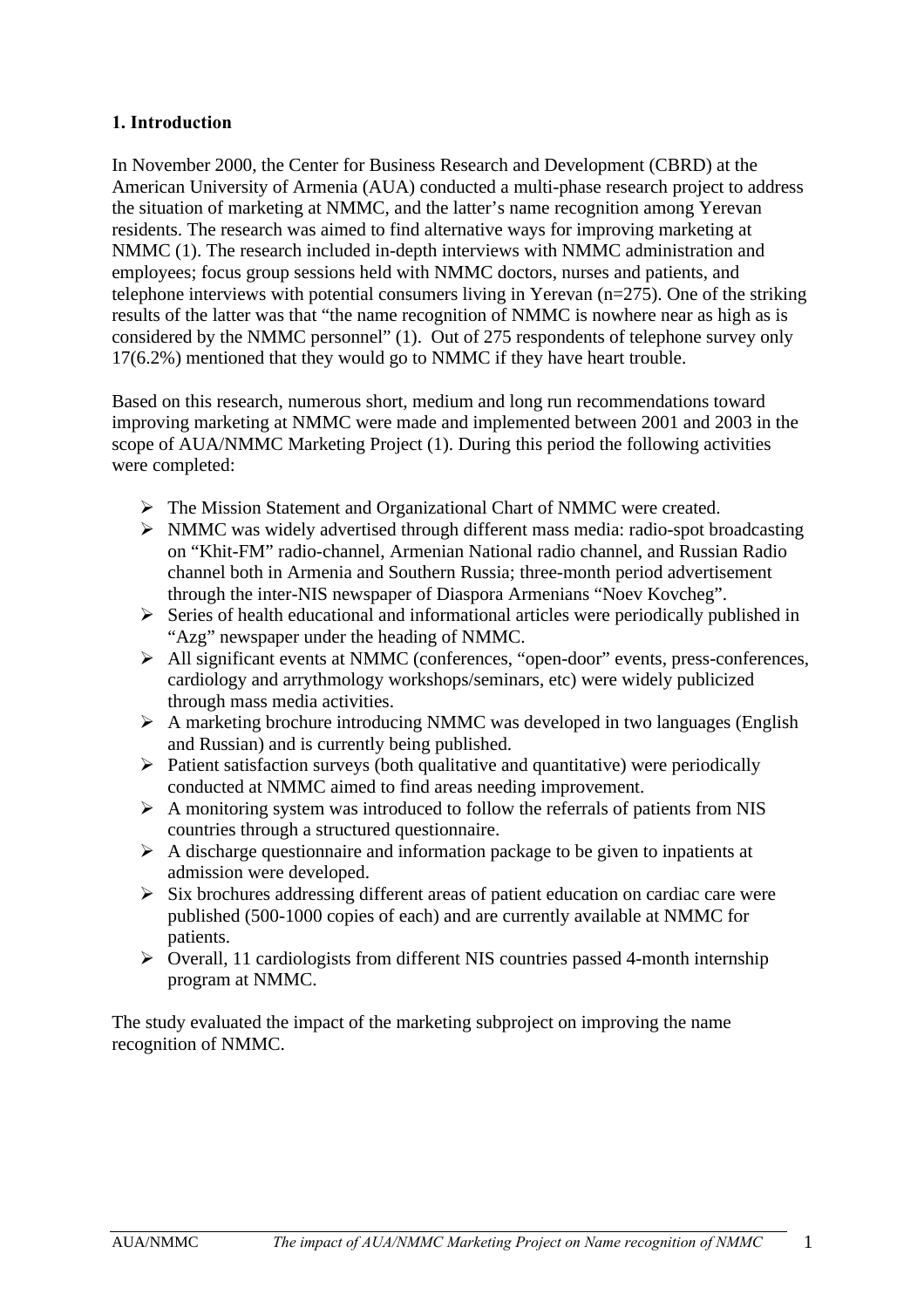## 1. Introduction

In November 2000, the Center for Business Research and Development (CBRD) at the American University of Armenia (AUA) conducted a multi-phase research project to address the situation of marketing at NMMC, and the latter's name recognition among Yerevan residents. The research was aimed to find alternative ways for improving marketing at NMMC (1). The research included in-depth interviews with NMMC administration and employees; focus group sessions held with NMMC doctors, nurses and patients, and telephone interviews with potential consumers living in Yerevan (n=275). One of the striking results of the latter was that "the name recognition of NMMC is nowhere near as high as is considered by the NMMC personnel" (1). Out of 275 respondents of telephone survey only 17(6.2%) mentioned that they would go to NMMC if they have heart trouble.

Based on this research, numerous short, medium and long run recommendations toward improving marketing at NMMC were made and implemented between 2001 and 2003 in the scope of AUA/NMMC Marketing Project (1). During this period the following activities were completed:

- The Mission Statement and Organizational Chart of NMMC were created.
- NMMC was widely advertised through different mass media: radio-spot broadcasting on "Khit-FM" radio-channel, Armenian National radio channel, and Russian Radio channel both in Armenia and Southern Russia; three-month period advertisement through the inter-NIS newspaper of Diaspora Armenians "Noev Kovcheg".
- Series of health educational and informational articles were periodically published in "Azg" newspaper under the heading of NMMC.
- All significant events at NMMC (conferences, "open-door" events, press-conferences, cardiology and arrythmology workshops/seminars, etc) were widely publicized through mass media activities.
- A marketing brochure introducing NMMC was developed in two languages (English and Russian) and is currently being published.
- Patient satisfaction surveys (both qualitative and quantitative) were periodically conducted at NMMC aimed to find areas needing improvement.
- A monitoring system was introduced to follow the referrals of patients from NIS countries through a structured questionnaire.
- A discharge questionnaire and information package to be given to inpatients at admission were developed.
- Six brochures addressing different areas of patient education on cardiac care were published (500-1000 copies of each) and are currently available at NMMC for patients.
- Overall, 11 cardiologists from different NIS countries passed 4-month internship program at NMMC.

The study evaluated the impact of the marketing subproject on improving the name recognition of NMMC.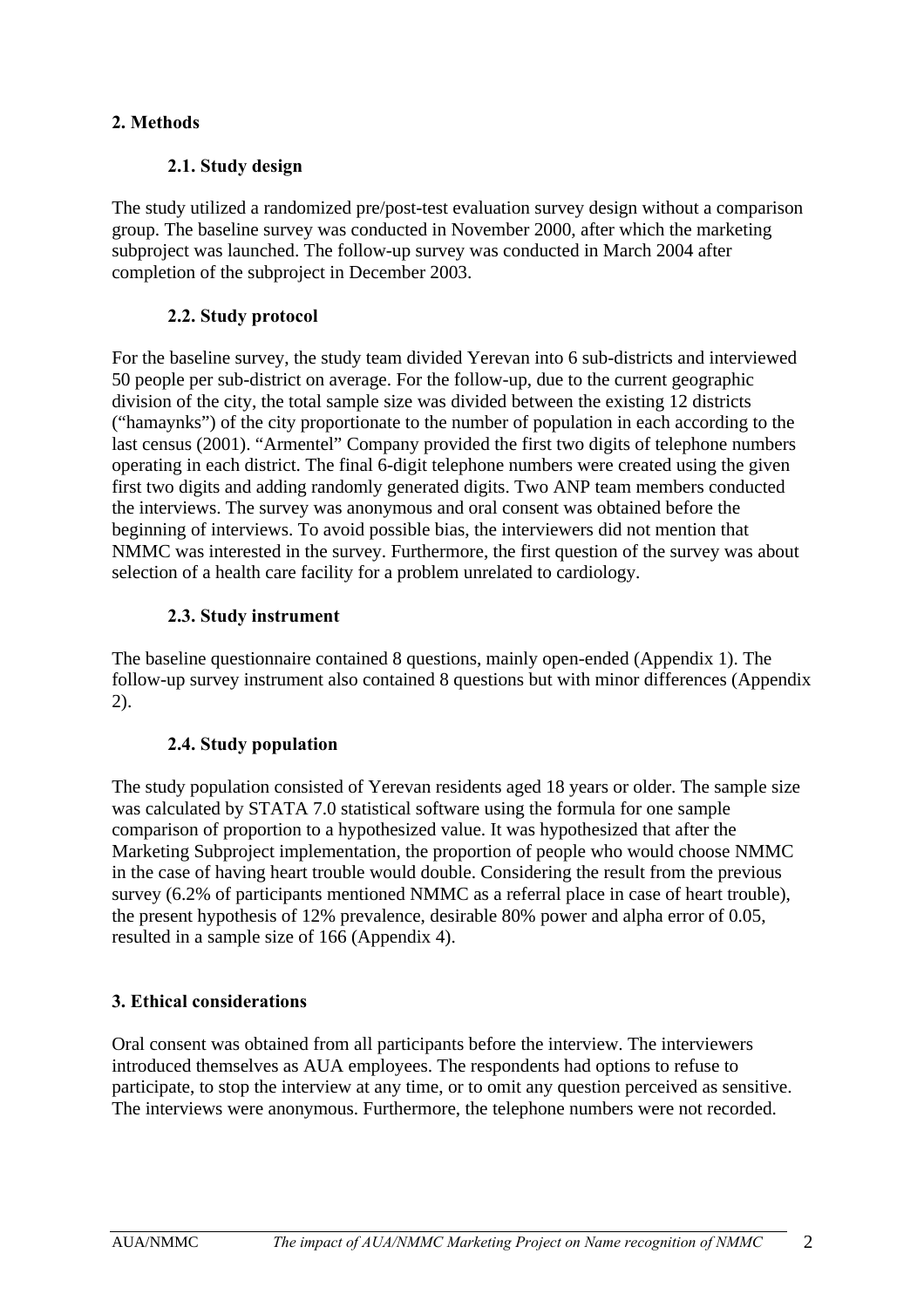## 2. Methods

### 2.1. Study design

The study utilized a randomized pre/post-test evaluation survey design without a comparison group. The baseline survey was conducted in November 2000, after which the marketing subproject was launched. The follow-up survey was conducted in March 2004 after completion of the subproject in December 2003.

### 2.2. Study protocol

For the baseline survey, the study team divided Yerevan into 6 sub-districts and interviewed 50 people per sub-district on average. For the follow-up, due to the current geographic division of the city, the total sample size was divided between the existing 12 districts ("hamaynks") of the city proportionate to the number of population in each according to the last census (2001). "Armentel" Company provided the first two digits of telephone numbers operating in each district. The final 6-digit telephone numbers were created using the given first two digits and adding randomly generated digits. Two ANP team members conducted the interviews. The survey was anonymous and oral consent was obtained before the beginning of interviews. To avoid possible bias, the interviewers did not mention that NMMC was interested in the survey. Furthermore, the first question of the survey was about selection of a health care facility for a problem unrelated to cardiology.

### 2.3. Study instrument

The baseline questionnaire contained 8 questions, mainly open-ended (Appendix 1). The follow-up survey instrument also contained 8 questions but with minor differences (Appendix 2).

### 2.4. Study population

The study population consisted of Yerevan residents aged 18 years or older. The sample size was calculated by STATA 7.0 statistical software using the formula for one sample comparison of proportion to a hypothesized value. It was hypothesized that after the Marketing Subproject implementation, the proportion of people who would choose NMMC in the case of having heart trouble would double. Considering the result from the previous survey (6.2% of participants mentioned NMMC as a referral place in case of heart trouble), the present hypothesis of 12% prevalence, desirable 80% power and alpha error of 0.05, resulted in a sample size of 166 (Appendix 4).

## 3. Ethical considerations

Oral consent was obtained from all participants before the interview. The interviewers introduced themselves as AUA employees. The respondents had options to refuse to participate, to stop the interview at any time, or to omit any question perceived as sensitive. The interviews were anonymous. Furthermore, the telephone numbers were not recorded.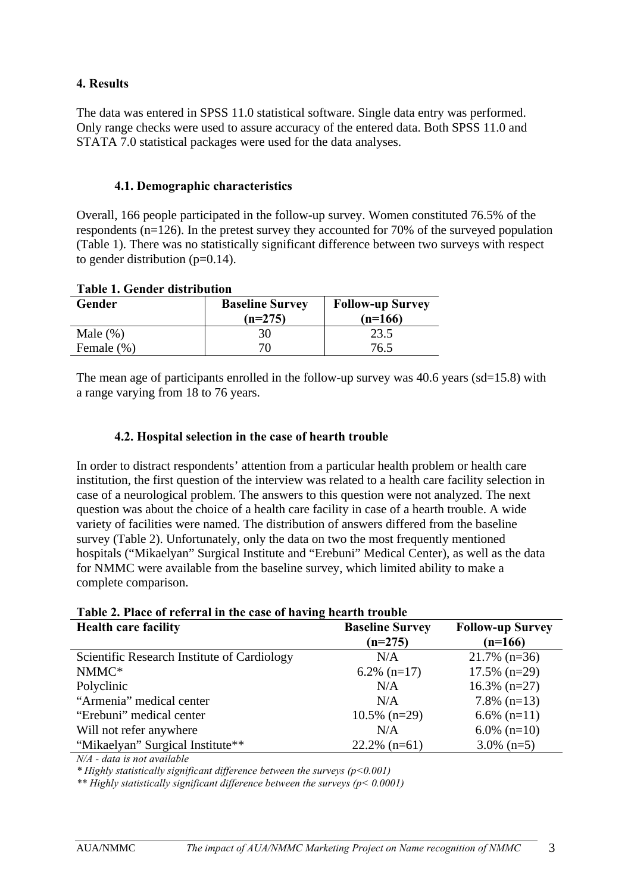## 4. Results

The data was entered in SPSS 11.0 statistical software. Single data entry was performed. Only range checks were used to assure accuracy of the entered data. Both SPSS 11.0 and STATA 7.0 statistical packages were used for the data analyses.

### 4.1. Demographic characteristics

Overall, 166 people participated in the follow-up survey. Women constituted 76.5% of the respondents (n=126). In the pretest survey they accounted for 70% of the surveyed population (Table 1). There was no statistically significant difference between two surveys with respect to gender distribution (p=0.14).

**Table 1. Gender distribution**

| Gender | Baseline Survey (n=275) | Follow-up Survey (n=166) |
|---|---|---|
| Male (%) | 30 | 23.5 |
| Female (%) | 70 | 76.5 |

The mean age of participants enrolled in the follow-up survey was 40.6 years (sd=15.8) with a range varying from 18 to 76 years.

### 4.2. Hospital selection in the case of hearth trouble

In order to distract respondents' attention from a particular health problem or health care institution, the first question of the interview was related to a health care facility selection in case of a neurological problem. The answers to this question were not analyzed. The next question was about the choice of a health care facility in case of a hearth trouble. A wide variety of facilities were named. The distribution of answers differed from the baseline survey (Table 2). Unfortunately, only the data on two the most frequently mentioned hospitals ("Mikaelyan" Surgical Institute and "Erebuni" Medical Center), as well as the data for NMMC were available from the baseline survey, which limited ability to make a complete comparison.

**Table 2. Place of referral in the case of having hearth trouble**

| Health care facility | Baseline Survey (n=275) | Follow-up Survey (n=166) |
|---|---|---|
| Scientific Research Institute of Cardiology | N/A | 21.7% (n=36) |
| NMMC* | 6.2% (n=17) | 17.5% (n=29) |
| Polyclinic | N/A | 16.3% (n=27) |
| "Armenia" medical center | N/A | 7.8% (n=13) |
| "Erebuni" medical center | 10.5% (n=29) | 6.6% (n=11) |
| Will not refer anywhere | N/A | 6.0% (n=10) |
| "Mikaelyan" Surgical Institute** | 22.2% (n=61) | 3.0% (n=5) |

*N/A - data is not available*

*\* Highly statistically significant difference between the surveys (p<0.001)*

*\*\* Highly statistically significant difference between the surveys (p< 0.0001)*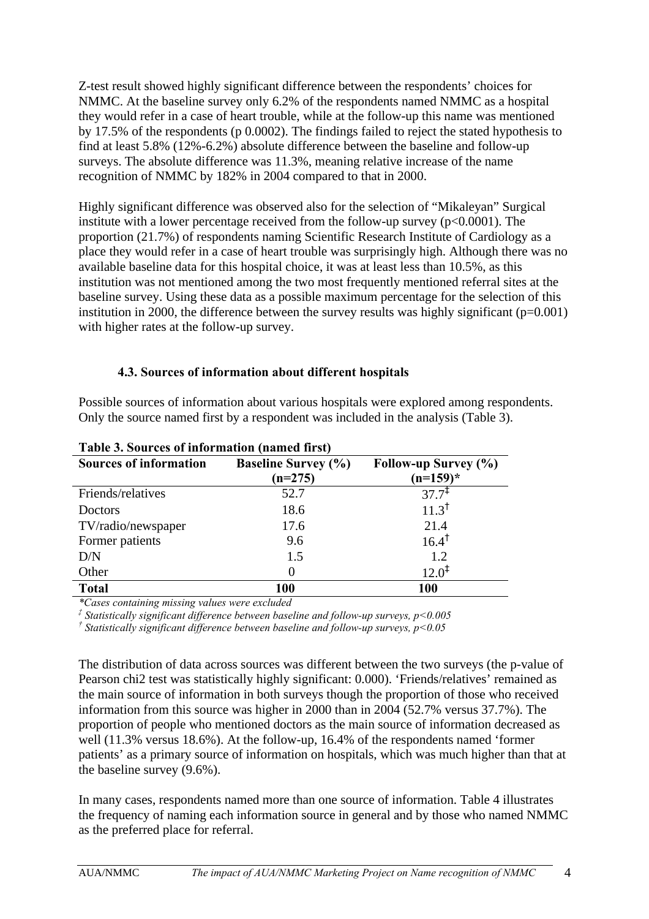Z-test result showed highly significant difference between the respondents' choices for NMMC. At the baseline survey only 6.2% of the respondents named NMMC as a hospital they would refer in a case of heart trouble, while at the follow-up this name was mentioned by 17.5% of the respondents (p 0.0002). The findings failed to reject the stated hypothesis to find at least 5.8% (12%-6.2%) absolute difference between the baseline and follow-up surveys. The absolute difference was 11.3%, meaning relative increase of the name recognition of NMMC by 182% in 2004 compared to that in 2000.

Highly significant difference was observed also for the selection of "Mikaleyan" Surgical institute with a lower percentage received from the follow-up survey ($p<0.0001$). The proportion (21.7%) of respondents naming Scientific Research Institute of Cardiology as a place they would refer in a case of heart trouble was surprisingly high. Although there was no available baseline data for this hospital choice, it was at least less than 10.5%, as this institution was not mentioned among the two most frequently mentioned referral sites at the baseline survey. Using these data as a possible maximum percentage for the selection of this institution in 2000, the difference between the survey results was highly significant ($p=0.001$) with higher rates at the follow-up survey.

### 4.3. Sources of information about different hospitals

Possible sources of information about various hospitals were explored among respondents. Only the source named first by a respondent was included in the analysis (Table 3).

**Table 3. Sources of information (named first)**

| Sources of information | Baseline Survey (%) (n=275) | Follow-up Survey (%) (n=159)* |
|---|---|---|
| Friends/relatives | 52.7 | 37.7‡ |
| Doctors | 18.6 | 11.3† |
| TV/radio/newspaper | 17.6 | 21.4 |
| Former patients | 9.6 | 16.4† |
| D/N | 1.5 | 1.2 |
| Other | 0 | 12.0‡ |
| **Total** | **100** | **100** |

*\*Cases containing missing values were excluded*
*‡ Statistically significant difference between baseline and follow-up surveys, $p<0.005$*
*† Statistically significant difference between baseline and follow-up surveys, $p<0.05$*

The distribution of data across sources was different between the two surveys (the p-value of Pearson chi2 test was statistically highly significant: 0.000). 'Friends/relatives' remained as the main source of information in both surveys though the proportion of those who received information from this source was higher in 2000 than in 2004 (52.7% versus 37.7%). The proportion of people who mentioned doctors as the main source of information decreased as well (11.3% versus 18.6%). At the follow-up, 16.4% of the respondents named 'former patients' as a primary source of information on hospitals, which was much higher than that at the baseline survey (9.6%).

In many cases, respondents named more than one source of information. Table 4 illustrates the frequency of naming each information source in general and by those who named NMMC as the preferred place for referral.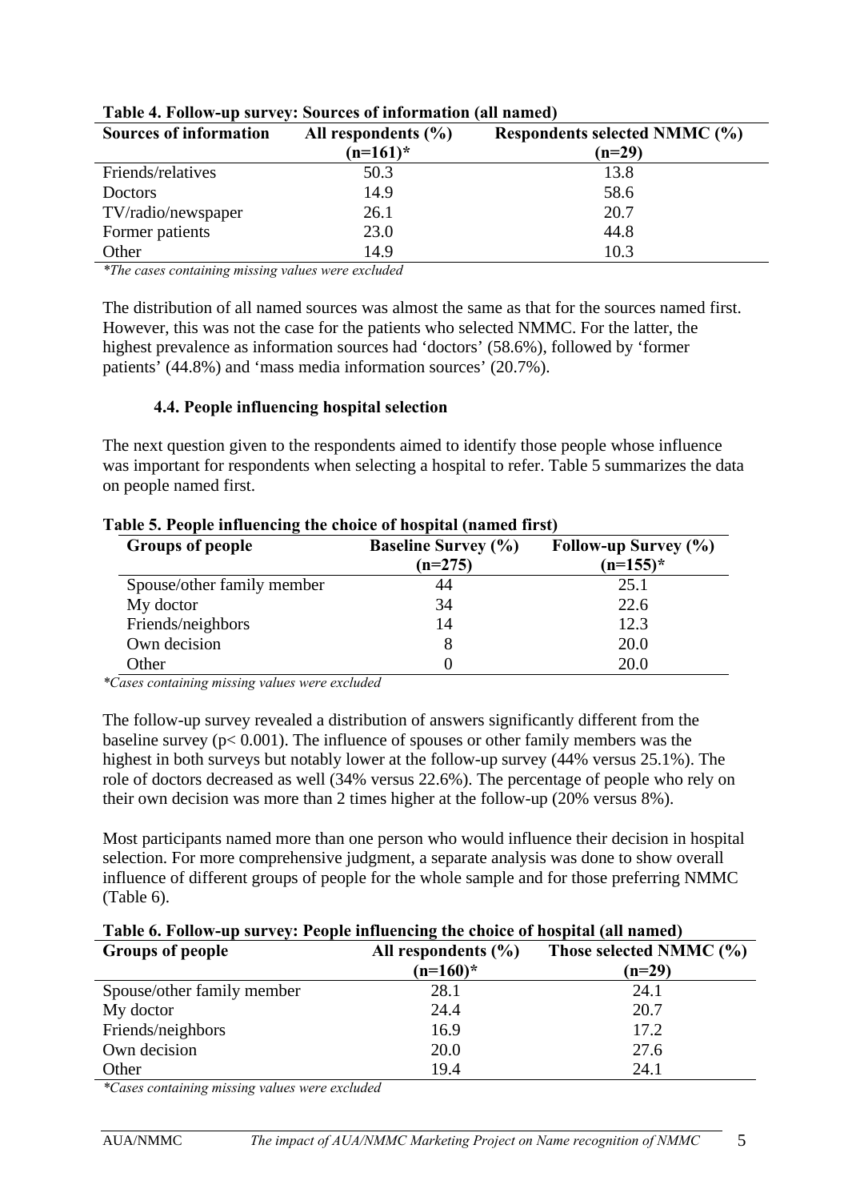**Table 4. Follow-up survey: Sources of information (all named)**

| Sources of information | All respondents (%) (n=161)* | Respondents selected NMMC (%) (n=29) |
|---|---|---|
| Friends/relatives | 50.3 | 13.8 |
| Doctors | 14.9 | 58.6 |
| TV/radio/newspaper | 26.1 | 20.7 |
| Former patients | 23.0 | 44.8 |
| Other | 14.9 | 10.3 |

*\*The cases containing missing values were excluded*

The distribution of all named sources was almost the same as that for the sources named first. However, this was not the case for the patients who selected NMMC. For the latter, the highest prevalence as information sources had 'doctors' (58.6%), followed by 'former patients' (44.8%) and 'mass media information sources' (20.7%).

### 4.4. People influencing hospital selection

The next question given to the respondents aimed to identify those people whose influence was important for respondents when selecting a hospital to refer. Table 5 summarizes the data on people named first.

**Table 5. People influencing the choice of hospital (named first)**

| Groups of people | Baseline Survey (%) (n=275) | Follow-up Survey (%) (n=155)* |
|---|---|---|
| Spouse/other family member | 44 | 25.1 |
| My doctor | 34 | 22.6 |
| Friends/neighbors | 14 | 12.3 |
| Own decision | 8 | 20.0 |
| Other | 0 | 20.0 |

*\*Cases containing missing values were excluded*

The follow-up survey revealed a distribution of answers significantly different from the baseline survey ($p < 0.001$). The influence of spouses or other family members was the highest in both surveys but notably lower at the follow-up survey (44% versus 25.1%). The role of doctors decreased as well (34% versus 22.6%). The percentage of people who rely on their own decision was more than 2 times higher at the follow-up (20% versus 8%).

Most participants named more than one person who would influence their decision in hospital selection. For more comprehensive judgment, a separate analysis was done to show overall influence of different groups of people for the whole sample and for those preferring NMMC (Table 6).

**Table 6. Follow-up survey: People influencing the choice of hospital (all named)**

| Groups of people | All respondents (%) (n=160)* | Those selected NMMC (%) (n=29) |
|---|---|---|
| Spouse/other family member | 28.1 | 24.1 |
| My doctor | 24.4 | 20.7 |
| Friends/neighbors | 16.9 | 17.2 |
| Own decision | 20.0 | 27.6 |
| Other | 19.4 | 24.1 |

*\*Cases containing missing values were excluded*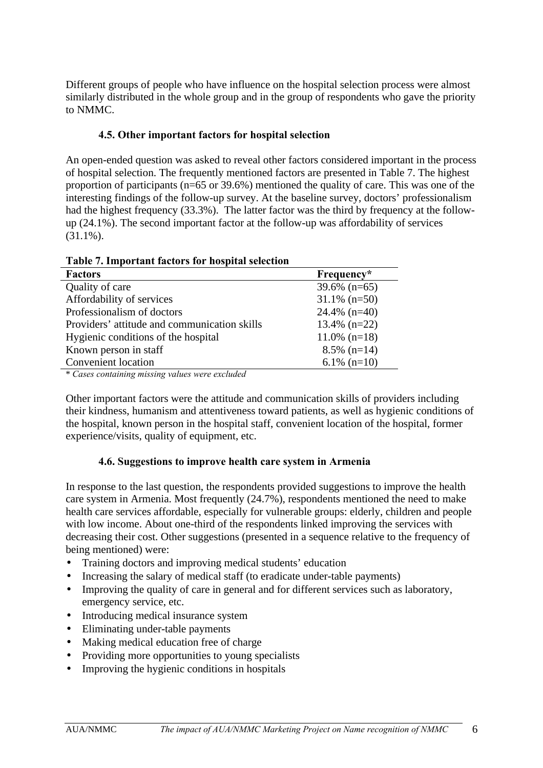Different groups of people who have influence on the hospital selection process were almost similarly distributed in the whole group and in the group of respondents who gave the priority to NMMC.

### 4.5. Other important factors for hospital selection

An open-ended question was asked to reveal other factors considered important in the process of hospital selection. The frequently mentioned factors are presented in Table 7. The highest proportion of participants (n=65 or 39.6%) mentioned the quality of care. This was one of the interesting findings of the follow-up survey. At the baseline survey, doctors' professionalism had the highest frequency (33.3%). The latter factor was the third by frequency at the follow-up (24.1%). The second important factor at the follow-up was affordability of services (31.1%).

**Table 7. Important factors for hospital selection**

| Factors | Frequency* |
|---|---|
| Quality of care | 39.6% (n=65) |
| Affordability of services | 31.1% (n=50) |
| Professionalism of doctors | 24.4% (n=40) |
| Providers' attitude and communication skills | 13.4% (n=22) |
| Hygienic conditions of the hospital | 11.0% (n=18) |
| Known person in staff | 8.5% (n=14) |
| Convenient location | 6.1% (n=10) |

\* *Cases containing missing values were excluded*

Other important factors were the attitude and communication skills of providers including their kindness, humanism and attentiveness toward patients, as well as hygienic conditions of the hospital, known person in the hospital staff, convenient location of the hospital, former experience/visits, quality of equipment, etc.

### 4.6. Suggestions to improve health care system in Armenia

In response to the last question, the respondents provided suggestions to improve the health care system in Armenia. Most frequently (24.7%), respondents mentioned the need to make health care services affordable, especially for vulnerable groups: elderly, children and people with low income. About one-third of the respondents linked improving the services with decreasing their cost. Other suggestions (presented in a sequence relative to the frequency of being mentioned) were:

- Training doctors and improving medical students' education
- Increasing the salary of medical staff (to eradicate under-table payments)
- Improving the quality of care in general and for different services such as laboratory, emergency service, etc.
- Introducing medical insurance system
- Eliminating under-table payments
- Making medical education free of charge
- Providing more opportunities to young specialists
- Improving the hygienic conditions in hospitals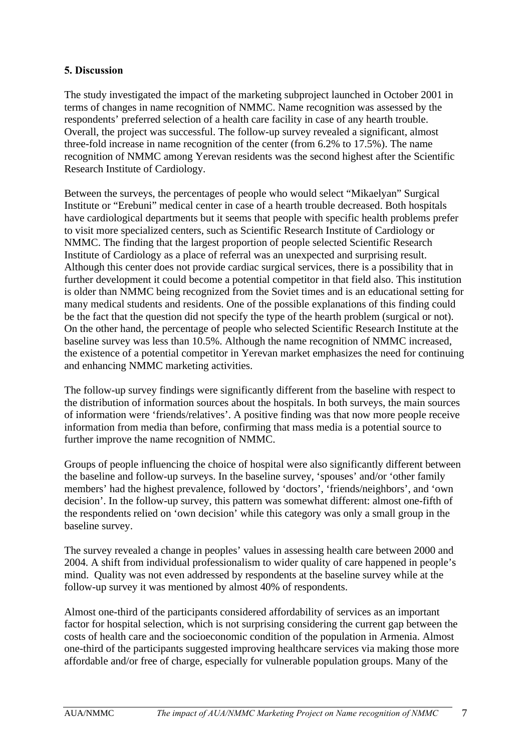**5. Discussion**

The study investigated the impact of the marketing subproject launched in October 2001 in terms of changes in name recognition of NMMC. Name recognition was assessed by the respondents' preferred selection of a health care facility in case of any hearth trouble. Overall, the project was successful. The follow-up survey revealed a significant, almost three-fold increase in name recognition of the center (from 6.2% to 17.5%). The name recognition of NMMC among Yerevan residents was the second highest after the Scientific Research Institute of Cardiology.

Between the surveys, the percentages of people who would select "Mikaelyan" Surgical Institute or "Erebuni" medical center in case of a hearth trouble decreased. Both hospitals have cardiological departments but it seems that people with specific health problems prefer to visit more specialized centers, such as Scientific Research Institute of Cardiology or NMMC. The finding that the largest proportion of people selected Scientific Research Institute of Cardiology as a place of referral was an unexpected and surprising result. Although this center does not provide cardiac surgical services, there is a possibility that in further development it could become a potential competitor in that field also. This institution is older than NMMC being recognized from the Soviet times and is an educational setting for many medical students and residents. One of the possible explanations of this finding could be the fact that the question did not specify the type of the hearth problem (surgical or not). On the other hand, the percentage of people who selected Scientific Research Institute at the baseline survey was less than 10.5%. Although the name recognition of NMMC increased, the existence of a potential competitor in Yerevan market emphasizes the need for continuing and enhancing NMMC marketing activities.

The follow-up survey findings were significantly different from the baseline with respect to the distribution of information sources about the hospitals. In both surveys, the main sources of information were 'friends/relatives'. A positive finding was that now more people receive information from media than before, confirming that mass media is a potential source to further improve the name recognition of NMMC.

Groups of people influencing the choice of hospital were also significantly different between the baseline and follow-up surveys. In the baseline survey, 'spouses' and/or 'other family members' had the highest prevalence, followed by 'doctors', 'friends/neighbors', and 'own decision'. In the follow-up survey, this pattern was somewhat different: almost one-fifth of the respondents relied on 'own decision' while this category was only a small group in the baseline survey.

The survey revealed a change in peoples' values in assessing health care between 2000 and 2004. A shift from individual professionalism to wider quality of care happened in people's mind. Quality was not even addressed by respondents at the baseline survey while at the follow-up survey it was mentioned by almost 40% of respondents.

Almost one-third of the participants considered affordability of services as an important factor for hospital selection, which is not surprising considering the current gap between the costs of health care and the socioeconomic condition of the population in Armenia. Almost one-third of the participants suggested improving healthcare services via making those more affordable and/or free of charge, especially for vulnerable population groups. Many of the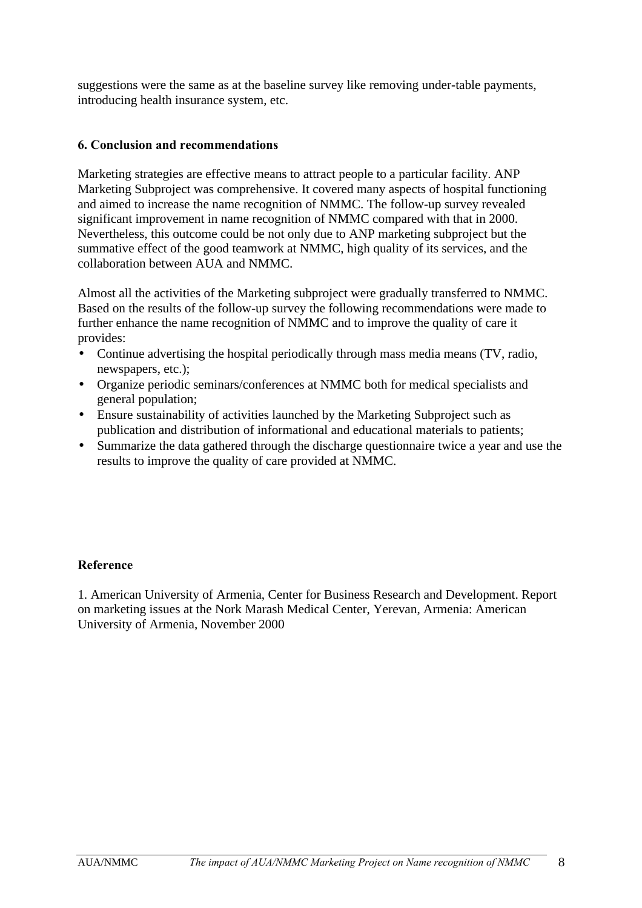suggestions were the same as at the baseline survey like removing under-table payments, introducing health insurance system, etc.

## 6. Conclusion and recommendations

Marketing strategies are effective means to attract people to a particular facility. ANP Marketing Subproject was comprehensive. It covered many aspects of hospital functioning and aimed to increase the name recognition of NMMC. The follow-up survey revealed significant improvement in name recognition of NMMC compared with that in 2000. Nevertheless, this outcome could be not only due to ANP marketing subproject but the summative effect of the good teamwork at NMMC, high quality of its services, and the collaboration between AUA and NMMC.

Almost all the activities of the Marketing subproject were gradually transferred to NMMC. Based on the results of the follow-up survey the following recommendations were made to further enhance the name recognition of NMMC and to improve the quality of care it provides:

- Continue advertising the hospital periodically through mass media means (TV, radio, newspapers, etc.);
- Organize periodic seminars/conferences at NMMC both for medical specialists and general population;
- Ensure sustainability of activities launched by the Marketing Subproject such as publication and distribution of informational and educational materials to patients;
- Summarize the data gathered through the discharge questionnaire twice a year and use the results to improve the quality of care provided at NMMC.

## Reference

1. American University of Armenia, Center for Business Research and Development. Report on marketing issues at the Nork Marash Medical Center, Yerevan, Armenia: American University of Armenia, November 2000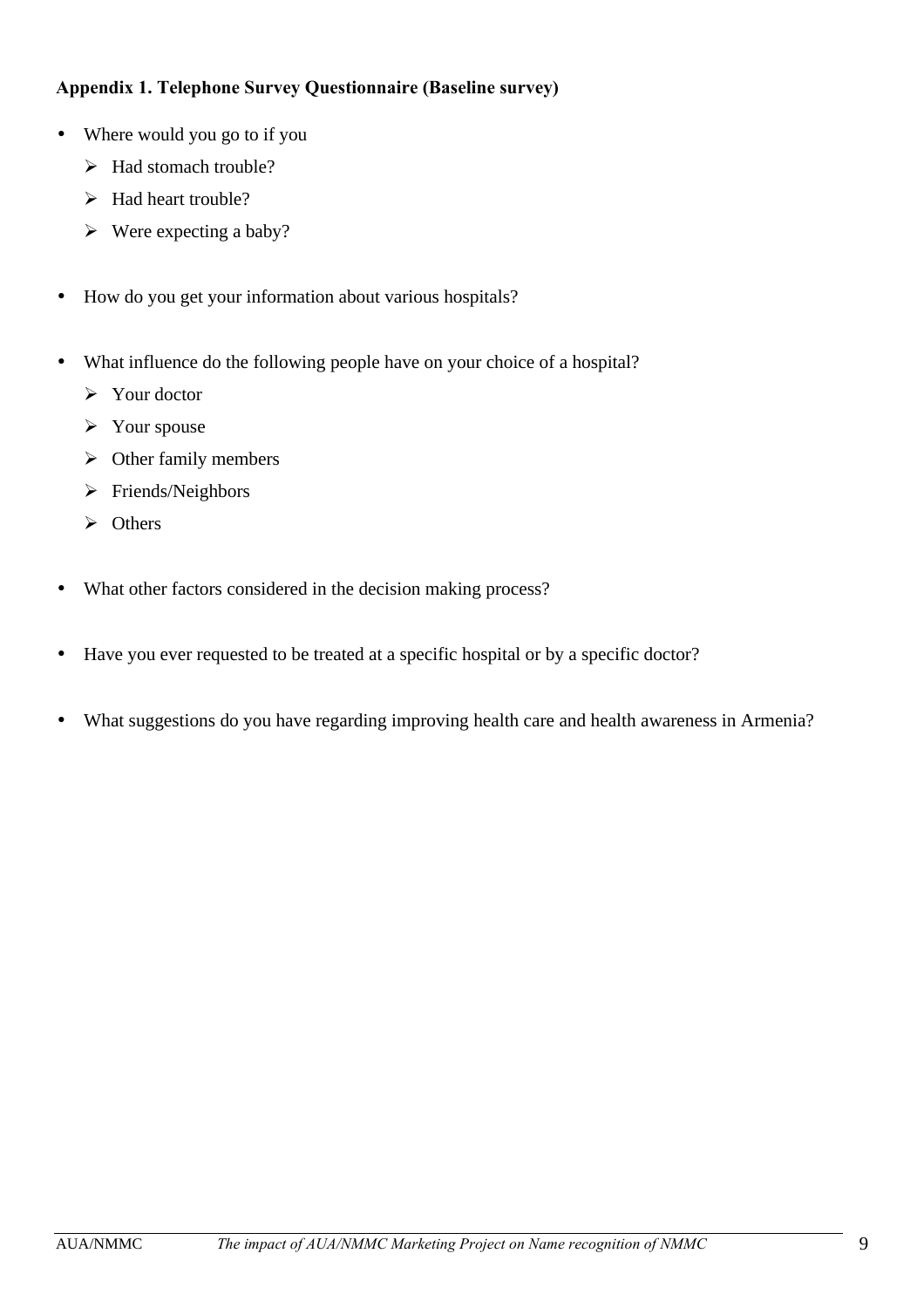**Appendix 1. Telephone Survey Questionnaire (Baseline survey)**

- Where would you go to if you
  - Had stomach trouble?
  - Had heart trouble?
  - Were expecting a baby?

- How do you get your information about various hospitals?

- What influence do the following people have on your choice of a hospital?
  - Your doctor
  - Your spouse
  - Other family members
  - Friends/Neighbors
  - Others

- What other factors considered in the decision making process?

- Have you ever requested to be treated at a specific hospital or by a specific doctor?

- What suggestions do you have regarding improving health care and health awareness in Armenia?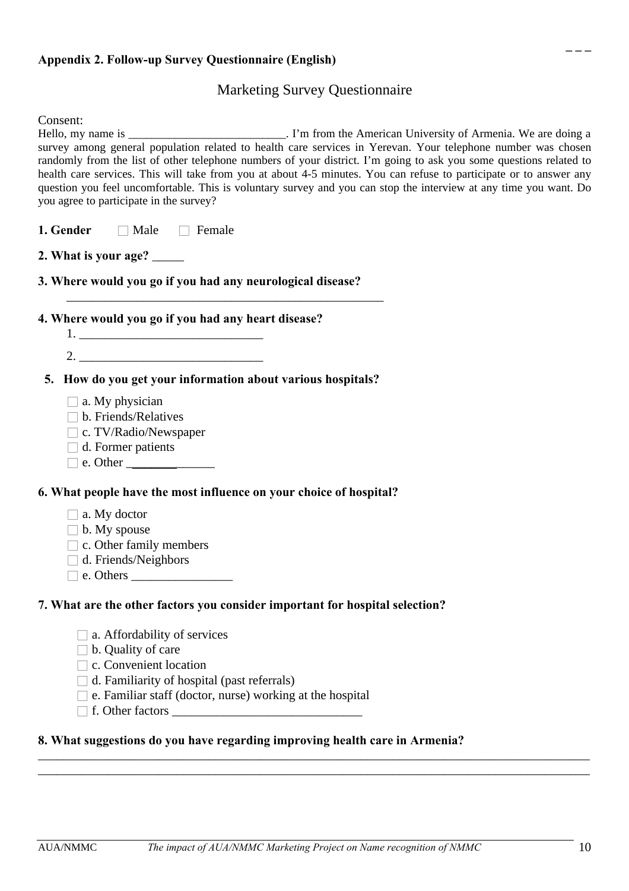### Appendix 2. Follow-up Survey Questionnaire (English)

## Marketing Survey Questionnaire

Consent:
Hello, my name is ___________________________. I'm from the American University of Armenia. We are doing a survey among general population related to health care services in Yerevan. Your telephone number was chosen randomly from the list of other telephone numbers of your district. I'm going to ask you some questions related to health care services. This will take from you at about 4-5 minutes. You can refuse to participate or to answer any question you feel uncomfortable. This is voluntary survey and you can stop the interview at any time you want. Do you agree to participate in the survey?

**1. Gender** ☐ Male ☐ Female

**2. What is your age?** _____

**3. Where would you go if you had any neurological disease?**

_______________________________________________________

**4. Where would you go if you had any heart disease?**

1. _____________________________
2. _____________________________

**5. How do you get your information about various hospitals?**

- ☐ a. My physician
- ☐ b. Friends/Relatives
- ☐ c. TV/Radio/Newspaper
- ☐ d. Former patients
- ☐ e. Other ______________

**6. What people have the most influence on your choice of hospital?**

- ☐ a. My doctor
- ☐ b. My spouse
- ☐ c. Other family members
- ☐ d. Friends/Neighbors
- ☐ e. Others ________________

**7. What are the other factors you consider important for hospital selection?**

- ☐ a. Affordability of services
- ☐ b. Quality of care
- ☐ c. Convenient location
- ☐ d. Familiarity of hospital (past referrals)
- ☐ e. Familiar staff (doctor, nurse) working at the hospital
- ☐ f. Other factors ______________________________

**8. What suggestions do you have regarding improving health care in Armenia?**

_____________________________________________________________________________________________

_____________________________________________________________________________________________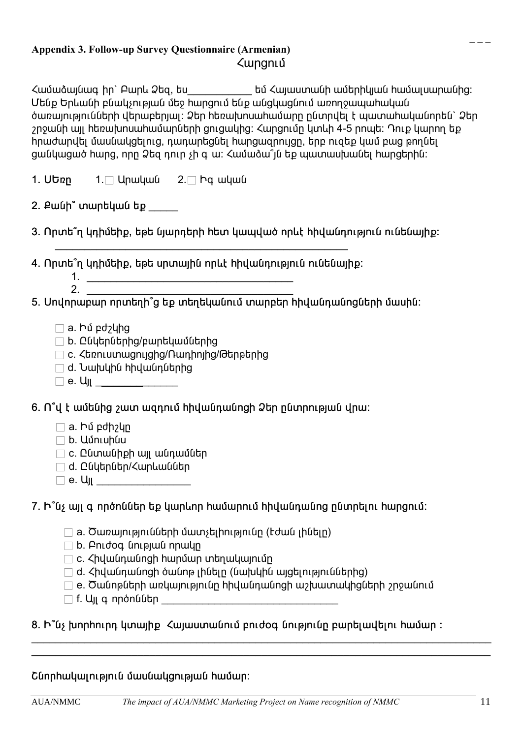**Appendix 3. Follow-up Survey Questionnaire (Armenian)**

Հարցում

Համաձայնագ իր՝ Բարև Ձեզ, ես___________ եմ Հայաստանի ամերիկյան համալսարանից: Մենք Երևանի բնակչության մեջ հարցում ենք անցկացնում առողջապահական ծառայությունների վերաբերյալ: Ձեր հեռախոսահամարը ընտրվել է պատահականորեն՝ Ձեր շրջանի այլ հեռախոսահամարների ցուցակից: Հարցումը կտևի 4-5 րոպե: Դուք կարող եք հրաժարվել մասնակցելուց, դադարեցնել հարցազրույցը, երբ ուզեք կամ բաց թողնել ցանկացած հարց, որը Ձեզ դուր չի գ ա: Համաձա՞յն եք պատասխանել հարցերին:

1. Սեռը 1.☐ Արական 2.☐ Իգ ական

2. Քանի՞ տարեկան եք _____

3. Որտե՞ղ կդիմեիք, եթե նյարդերի հետ կապված որևէ հիվանդություն ունենայիք:

____________________________________________________

4. Որտե՞ղ կդիմեիք, եթե սրտային որևէ հիվանդություն ունենայիք:

1. ____________________________________
2. ____________________________________

5. Սովորաբար որտեղի՞ց եք տեղեկանում տարբեր հիվանդանոցների մասին:

☐ a. Իմ բժշկից
☐ b. Ընկերներից/բարեկամներից
☐ c. Հեռուստացույցից/Ռադիոյից/Թերթերից
☐ d. Նախկին հիվանդներից
☐ e. Այլ ______________

6. Ո՞վ է ամենից շատ ազդում հիվանդանոցի Ձեր ընտրության վրա:

☐ a. Իմ բժիշկը
☐ b. Ամուսինս
☐ c. Ընտանիքի այլ անդամներ
☐ d. Ընկերներ/Հարևաններ
☐ e. Այլ ________________

7. Ի՞նչ այլ գ ործոններ եք կարևոր համարում հիվանդանոց ընտրելու հարցում:

☐ a. Ծառայությունների մատչելիությունը (էժան լինելը)
☐ b. Բուժօգ նության որակը
☐ c. Հիվանդանոցի հարմար տեղակայումը
☐ d. Հիվանդանոցի ծանոթ լինելը (նախկին այցելություններից)
☐ e. Ծանոթների առկայությունը հիվանդանոցի աշխատակիցների շրջանում
☐ f. Այլ գ ործոններ ________________________________

8. Ի՞նչ խորհուրդ կտայիք Հայաստանում բուժօգ նությունը բարելավելու համար :

________________________________________________________________________________
________________________________________________________________________________

Շնորհակալություն մասնակցության համար: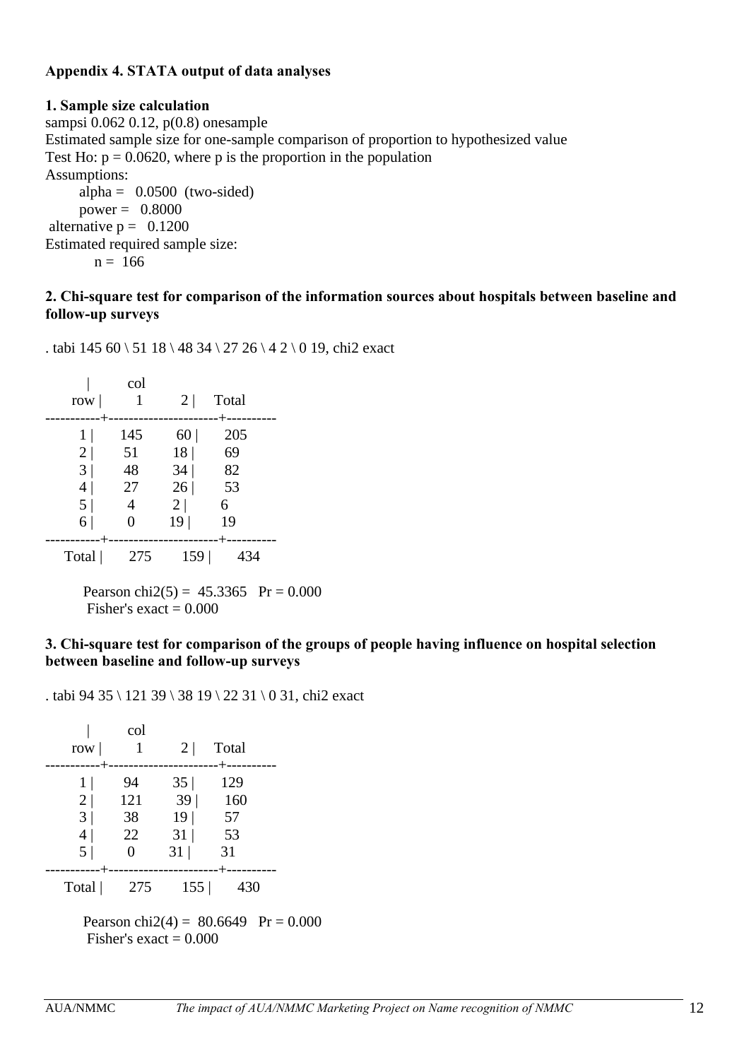**Appendix 4. STATA output of data analyses**

**1. Sample size calculation**

```
sampsi 0.062 0.12, p(0.8) onesample
Estimated sample size for one-sample comparison of proportion to hypothesized value
Test Ho: p = 0.0620, where p is the proportion in the population
Assumptions:
       alpha =   0.0500  (two-sided)
       power =   0.8000
 alternative p =   0.1200
Estimated required sample size:
          n =  166
```

**2. Chi-square test for comparison of the information sources about hospitals between baseline and follow-up surveys**

```
. tabi 145 60 \ 51 18 \ 48 34 \ 27 26 \ 4 2 \ 0 19, chi2 exact

           |          col
       row |         1          2 |     Total
-----------+----------------------+----------
         1 |       145         60 |       205
         2 |        51         18 |        69
         3 |        48         34 |        82
         4 |        27         26 |        53
         5 |         4          2 |         6
         6 |         0         19 |        19
-----------+----------------------+----------
     Total |       275        159 |       434

          Pearson chi2(5) =  45.3365   Pr = 0.000
           Fisher's exact = 0.000
```

**3. Chi-square test for comparison of the groups of people having influence on hospital selection between baseline and follow-up surveys**

```
. tabi 94 35 \ 121 39 \ 38 19 \ 22 31 \ 0 31, chi2 exact

           |          col
       row |         1          2 |     Total
-----------+----------------------+----------
         1 |        94         35 |       129
         2 |       121         39 |       160
         3 |        38         19 |        57
         4 |        22         31 |        53
         5 |         0         31 |        31
-----------+----------------------+----------
     Total |       275        155 |       430

          Pearson chi2(4) =  80.6649   Pr = 0.000
           Fisher's exact = 0.000
```